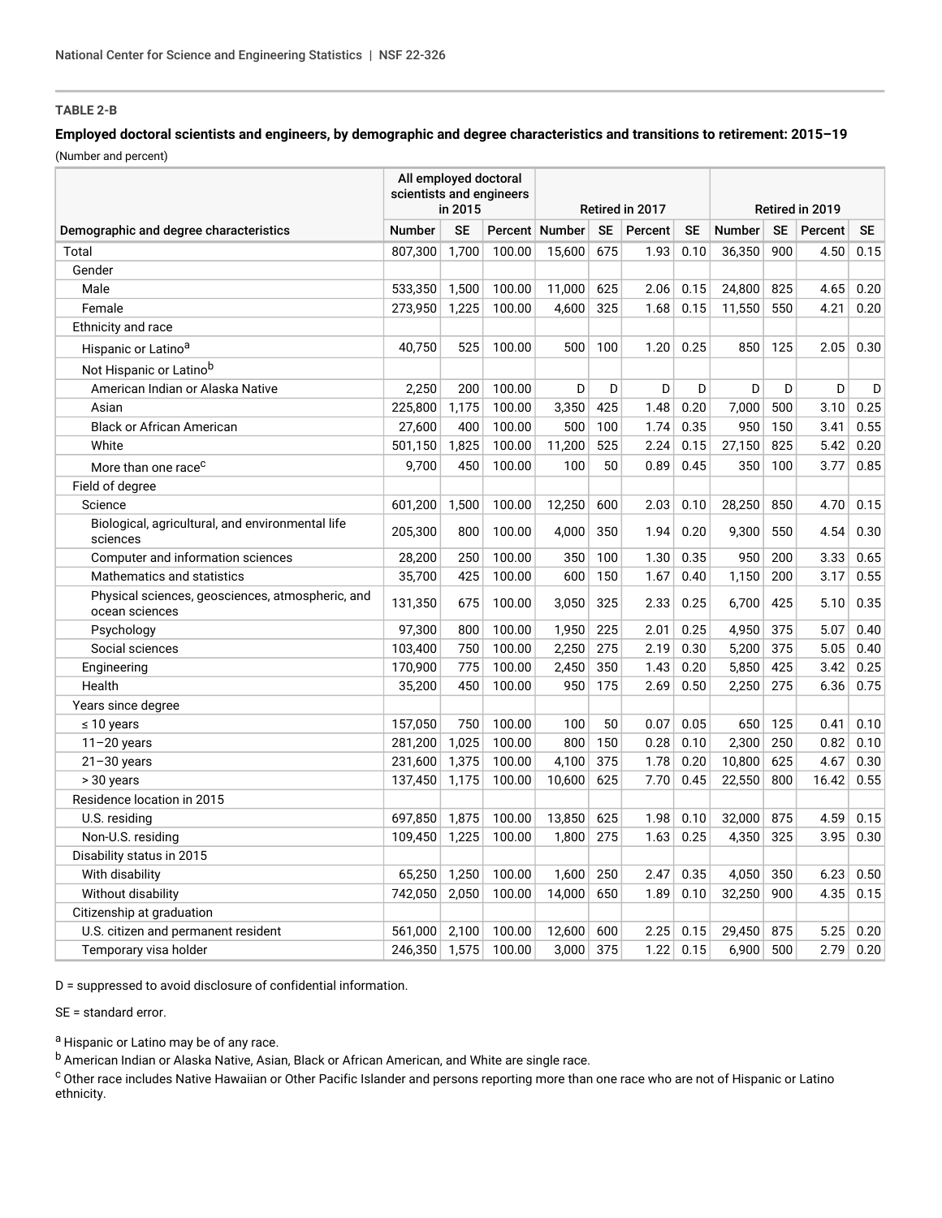**TABLE 2-B**

**Employed doctoral scientists and engineers, by demographic and degree characteristics and transitions to retirement: 2015–19**

(Number and percent)

| Demographic and degree characteristics | All employed doctoral scientists and engineers in 2015 | | | Retired in 2017 | | | | Retired in 2019 | | | |
|---|---|---|---|---|---|---|---|---|---|---|---|
| | Number | SE | Percent | Number | SE | Percent | SE | Number | SE | Percent | SE |
| Total | 807,300 | 1,700 | 100.00 | 15,600 | 675 | 1.93 | 0.10 | 36,350 | 900 | 4.50 | 0.15 |
| Gender | | | | | | | | | | | |
| Male | 533,350 | 1,500 | 100.00 | 11,000 | 625 | 2.06 | 0.15 | 24,800 | 825 | 4.65 | 0.20 |
| Female | 273,950 | 1,225 | 100.00 | 4,600 | 325 | 1.68 | 0.15 | 11,550 | 550 | 4.21 | 0.20 |
| Ethnicity and race | | | | | | | | | | | |
| Hispanic or Latino[a] | 40,750 | 525 | 100.00 | 500 | 100 | 1.20 | 0.25 | 850 | 125 | 2.05 | 0.30 |
| Not Hispanic or Latino[b] | | | | | | | | | | | |
| American Indian or Alaska Native | 2,250 | 200 | 100.00 | D | D | D | D | D | D | D | D |
| Asian | 225,800 | 1,175 | 100.00 | 3,350 | 425 | 1.48 | 0.20 | 7,000 | 500 | 3.10 | 0.25 |
| Black or African American | 27,600 | 400 | 100.00 | 500 | 100 | 1.74 | 0.35 | 950 | 150 | 3.41 | 0.55 |
| White | 501,150 | 1,825 | 100.00 | 11,200 | 525 | 2.24 | 0.15 | 27,150 | 825 | 5.42 | 0.20 |
| More than one race[c] | 9,700 | 450 | 100.00 | 100 | 50 | 0.89 | 0.45 | 350 | 100 | 3.77 | 0.85 |
| Field of degree | | | | | | | | | | | |
| Science | 601,200 | 1,500 | 100.00 | 12,250 | 600 | 2.03 | 0.10 | 28,250 | 850 | 4.70 | 0.15 |
| Biological, agricultural, and environmental life sciences | 205,300 | 800 | 100.00 | 4,000 | 350 | 1.94 | 0.20 | 9,300 | 550 | 4.54 | 0.30 |
| Computer and information sciences | 28,200 | 250 | 100.00 | 350 | 100 | 1.30 | 0.35 | 950 | 200 | 3.33 | 0.65 |
| Mathematics and statistics | 35,700 | 425 | 100.00 | 600 | 150 | 1.67 | 0.40 | 1,150 | 200 | 3.17 | 0.55 |
| Physical sciences, geosciences, atmospheric, and ocean sciences | 131,350 | 675 | 100.00 | 3,050 | 325 | 2.33 | 0.25 | 6,700 | 425 | 5.10 | 0.35 |
| Psychology | 97,300 | 800 | 100.00 | 1,950 | 225 | 2.01 | 0.25 | 4,950 | 375 | 5.07 | 0.40 |
| Social sciences | 103,400 | 750 | 100.00 | 2,250 | 275 | 2.19 | 0.30 | 5,200 | 375 | 5.05 | 0.40 |
| Engineering | 170,900 | 775 | 100.00 | 2,450 | 350 | 1.43 | 0.20 | 5,850 | 425 | 3.42 | 0.25 |
| Health | 35,200 | 450 | 100.00 | 950 | 175 | 2.69 | 0.50 | 2,250 | 275 | 6.36 | 0.75 |
| Years since degree | | | | | | | | | | | |
| ≤ 10 years | 157,050 | 750 | 100.00 | 100 | 50 | 0.07 | 0.05 | 650 | 125 | 0.41 | 0.10 |
| 11–20 years | 281,200 | 1,025 | 100.00 | 800 | 150 | 0.28 | 0.10 | 2,300 | 250 | 0.82 | 0.10 |
| 21–30 years | 231,600 | 1,375 | 100.00 | 4,100 | 375 | 1.78 | 0.20 | 10,800 | 625 | 4.67 | 0.30 |
| > 30 years | 137,450 | 1,175 | 100.00 | 10,600 | 625 | 7.70 | 0.45 | 22,550 | 800 | 16.42 | 0.55 |
| Residence location in 2015 | | | | | | | | | | | |
| U.S. residing | 697,850 | 1,875 | 100.00 | 13,850 | 625 | 1.98 | 0.10 | 32,000 | 875 | 4.59 | 0.15 |
| Non-U.S. residing | 109,450 | 1,225 | 100.00 | 1,800 | 275 | 1.63 | 0.25 | 4,350 | 325 | 3.95 | 0.30 |
| Disability status in 2015 | | | | | | | | | | | |
| With disability | 65,250 | 1,250 | 100.00 | 1,600 | 250 | 2.47 | 0.35 | 4,050 | 350 | 6.23 | 0.50 |
| Without disability | 742,050 | 2,050 | 100.00 | 14,000 | 650 | 1.89 | 0.10 | 32,250 | 900 | 4.35 | 0.15 |
| Citizenship at graduation | | | | | | | | | | | |
| U.S. citizen and permanent resident | 561,000 | 2,100 | 100.00 | 12,600 | 600 | 2.25 | 0.15 | 29,450 | 875 | 5.25 | 0.20 |
| Temporary visa holder | 246,350 | 1,575 | 100.00 | 3,000 | 375 | 1.22 | 0.15 | 6,900 | 500 | 2.79 | 0.20 |

D = suppressed to avoid disclosure of confidential information.

SE = standard error.

[a] Hispanic or Latino may be of any race.

[b] American Indian or Alaska Native, Asian, Black or African American, and White are single race.

[c] Other race includes Native Hawaiian or Other Pacific Islander and persons reporting more than one race who are not of Hispanic or Latino ethnicity.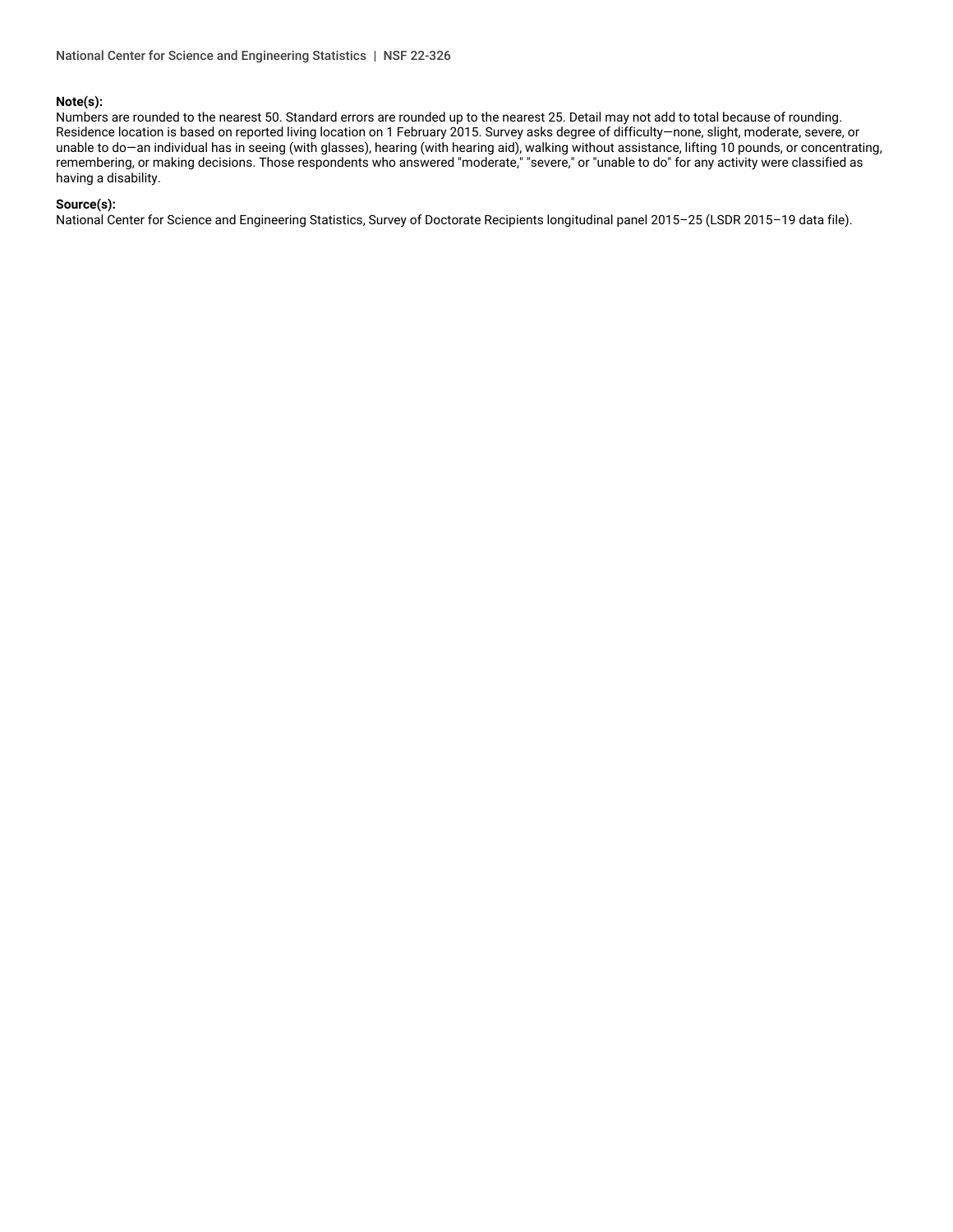**Note(s):**

Numbers are rounded to the nearest 50. Standard errors are rounded up to the nearest 25. Detail may not add to total because of rounding. Residence location is based on reported living location on 1 February 2015. Survey asks degree of difficulty—none, slight, moderate, severe, or unable to do—an individual has in seeing (with glasses), hearing (with hearing aid), walking without assistance, lifting 10 pounds, or concentrating, remembering, or making decisions. Those respondents who answered "moderate," "severe," or "unable to do" for any activity were classified as having a disability.

**Source(s):**

National Center for Science and Engineering Statistics, Survey of Doctorate Recipients longitudinal panel 2015–25 (LSDR 2015–19 data file).